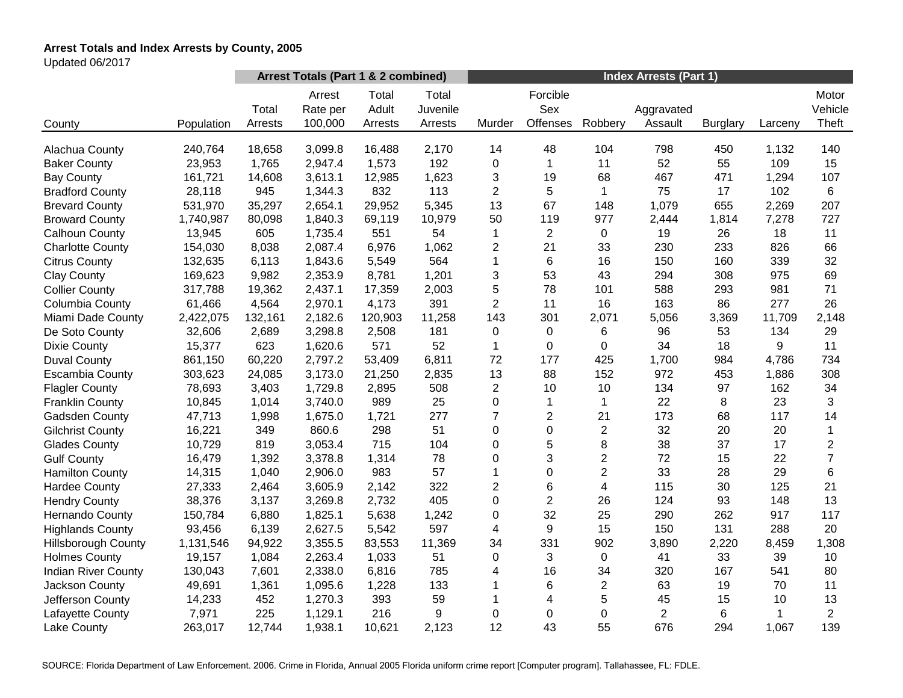**Arrest Totals and Index Arrests by County, 2005**

Updated 06/2017

| | | Arrest Totals (Part 1 & 2 combined) | | | | Index Arrests (Part 1) | | | | | | |
|---|---|---|---|---|---|---|---|---|---|---|---|---|
| County | Population | Total Arrests | Arrest Rate per 100,000 | Total Adult Arrests | Total Juvenile Arrests | Murder | Forcible Sex Offenses | Robbery | Aggravated Assault | Burglary | Larceny | Motor Vehicle Theft |
| Alachua County | 240,764 | 18,658 | 3,099.8 | 16,488 | 2,170 | 14 | 48 | 104 | 798 | 450 | 1,132 | 140 |
| Baker County | 23,953 | 1,765 | 2,947.4 | 1,573 | 192 | 0 | 1 | 11 | 52 | 55 | 109 | 15 |
| Bay County | 161,721 | 14,608 | 3,613.1 | 12,985 | 1,623 | 3 | 19 | 68 | 467 | 471 | 1,294 | 107 |
| Bradford County | 28,118 | 945 | 1,344.3 | 832 | 113 | 2 | 5 | 1 | 75 | 17 | 102 | 6 |
| Brevard County | 531,970 | 35,297 | 2,654.1 | 29,952 | 5,345 | 13 | 67 | 148 | 1,079 | 655 | 2,269 | 207 |
| Broward County | 1,740,987 | 80,098 | 1,840.3 | 69,119 | 10,979 | 50 | 119 | 977 | 2,444 | 1,814 | 7,278 | 727 |
| Calhoun County | 13,945 | 605 | 1,735.4 | 551 | 54 | 1 | 2 | 0 | 19 | 26 | 18 | 11 |
| Charlotte County | 154,030 | 8,038 | 2,087.4 | 6,976 | 1,062 | 2 | 21 | 33 | 230 | 233 | 826 | 66 |
| Citrus County | 132,635 | 6,113 | 1,843.6 | 5,549 | 564 | 1 | 6 | 16 | 150 | 160 | 339 | 32 |
| Clay County | 169,623 | 9,982 | 2,353.9 | 8,781 | 1,201 | 3 | 53 | 43 | 294 | 308 | 975 | 69 |
| Collier County | 317,788 | 19,362 | 2,437.1 | 17,359 | 2,003 | 5 | 78 | 101 | 588 | 293 | 981 | 71 |
| Columbia County | 61,466 | 4,564 | 2,970.1 | 4,173 | 391 | 2 | 11 | 16 | 163 | 86 | 277 | 26 |
| Miami Dade County | 2,422,075 | 132,161 | 2,182.6 | 120,903 | 11,258 | 143 | 301 | 2,071 | 5,056 | 3,369 | 11,709 | 2,148 |
| De Soto County | 32,606 | 2,689 | 3,298.8 | 2,508 | 181 | 0 | 0 | 6 | 96 | 53 | 134 | 29 |
| Dixie County | 15,377 | 623 | 1,620.6 | 571 | 52 | 1 | 0 | 0 | 34 | 18 | 9 | 11 |
| Duval County | 861,150 | 60,220 | 2,797.2 | 53,409 | 6,811 | 72 | 177 | 425 | 1,700 | 984 | 4,786 | 734 |
| Escambia County | 303,623 | 24,085 | 3,173.0 | 21,250 | 2,835 | 13 | 88 | 152 | 972 | 453 | 1,886 | 308 |
| Flagler County | 78,693 | 3,403 | 1,729.8 | 2,895 | 508 | 2 | 10 | 10 | 134 | 97 | 162 | 34 |
| Franklin County | 10,845 | 1,014 | 3,740.0 | 989 | 25 | 0 | 1 | 1 | 22 | 8 | 23 | 3 |
| Gadsden County | 47,713 | 1,998 | 1,675.0 | 1,721 | 277 | 7 | 2 | 21 | 173 | 68 | 117 | 14 |
| Gilchrist County | 16,221 | 349 | 860.6 | 298 | 51 | 0 | 0 | 2 | 32 | 20 | 20 | 1 |
| Glades County | 10,729 | 819 | 3,053.4 | 715 | 104 | 0 | 5 | 8 | 38 | 37 | 17 | 2 |
| Gulf County | 16,479 | 1,392 | 3,378.8 | 1,314 | 78 | 0 | 3 | 2 | 72 | 15 | 22 | 7 |
| Hamilton County | 14,315 | 1,040 | 2,906.0 | 983 | 57 | 1 | 0 | 2 | 33 | 28 | 29 | 6 |
| Hardee County | 27,333 | 2,464 | 3,605.9 | 2,142 | 322 | 2 | 6 | 4 | 115 | 30 | 125 | 21 |
| Hendry County | 38,376 | 3,137 | 3,269.8 | 2,732 | 405 | 0 | 2 | 26 | 124 | 93 | 148 | 13 |
| Hernando County | 150,784 | 6,880 | 1,825.1 | 5,638 | 1,242 | 0 | 32 | 25 | 290 | 262 | 917 | 117 |
| Highlands County | 93,456 | 6,139 | 2,627.5 | 5,542 | 597 | 4 | 9 | 15 | 150 | 131 | 288 | 20 |
| Hillsborough County | 1,131,546 | 94,922 | 3,355.5 | 83,553 | 11,369 | 34 | 331 | 902 | 3,890 | 2,220 | 8,459 | 1,308 |
| Holmes County | 19,157 | 1,084 | 2,263.4 | 1,033 | 51 | 0 | 3 | 0 | 41 | 33 | 39 | 10 |
| Indian River County | 130,043 | 7,601 | 2,338.0 | 6,816 | 785 | 4 | 16 | 34 | 320 | 167 | 541 | 80 |
| Jackson County | 49,691 | 1,361 | 1,095.6 | 1,228 | 133 | 1 | 6 | 2 | 63 | 19 | 70 | 11 |
| Jefferson County | 14,233 | 452 | 1,270.3 | 393 | 59 | 1 | 4 | 5 | 45 | 15 | 10 | 13 |
| Lafayette County | 7,971 | 225 | 1,129.1 | 216 | 9 | 0 | 0 | 0 | 2 | 6 | 1 | 2 |
| Lake County | 263,017 | 12,744 | 1,938.1 | 10,621 | 2,123 | 12 | 43 | 55 | 676 | 294 | 1,067 | 139 |

SOURCE: Florida Department of Law Enforcement. 2006. Crime in Florida, Annual 2005 Florida uniform crime report [Computer program]. Tallahassee, FL: FDLE.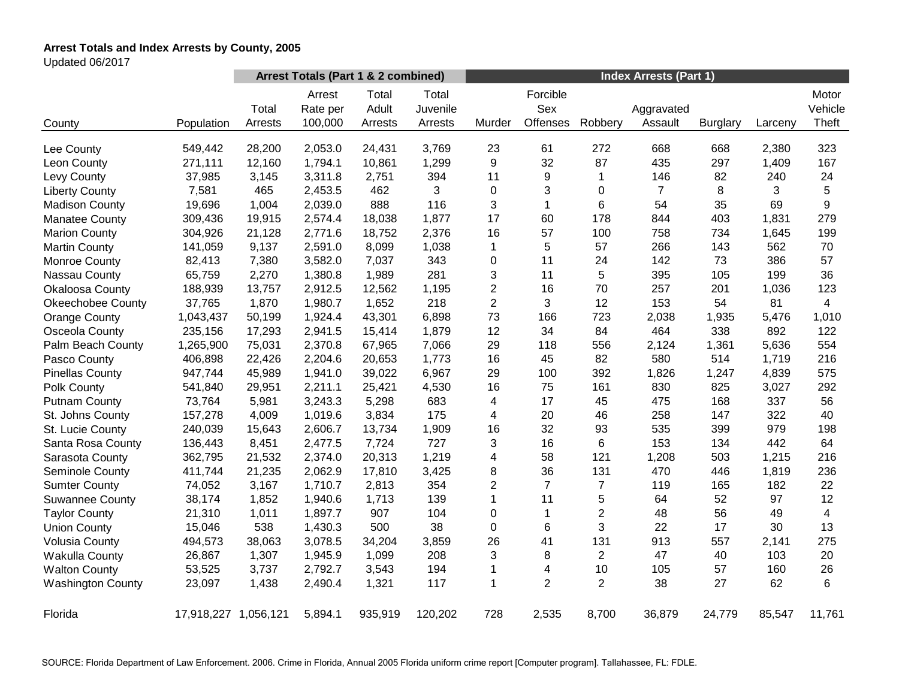**Arrest Totals and Index Arrests by County, 2005**

Updated 06/2017

| | | Arrest Totals (Part 1 & 2 combined) | | | | Index Arrests (Part 1) | | | | | | |
|---|---|---|---|---|---|---|---|---|---|---|---|---|
| County | Population | Total Arrests | Arrest Rate per 100,000 | Total Adult Arrests | Total Juvenile Arrests | Murder | Forcible Sex Offenses | Robbery | Aggravated Assault | Burglary | Larceny | Motor Vehicle Theft |
| Lee County | 549,442 | 28,200 | 2,053.0 | 24,431 | 3,769 | 23 | 61 | 272 | 668 | 668 | 2,380 | 323 |
| Leon County | 271,111 | 12,160 | 1,794.1 | 10,861 | 1,299 | 9 | 32 | 87 | 435 | 297 | 1,409 | 167 |
| Levy County | 37,985 | 3,145 | 3,311.8 | 2,751 | 394 | 11 | 9 | 1 | 146 | 82 | 240 | 24 |
| Liberty County | 7,581 | 465 | 2,453.5 | 462 | 3 | 0 | 3 | 0 | 7 | 8 | 3 | 5 |
| Madison County | 19,696 | 1,004 | 2,039.0 | 888 | 116 | 3 | 1 | 6 | 54 | 35 | 69 | 9 |
| Manatee County | 309,436 | 19,915 | 2,574.4 | 18,038 | 1,877 | 17 | 60 | 178 | 844 | 403 | 1,831 | 279 |
| Marion County | 304,926 | 21,128 | 2,771.6 | 18,752 | 2,376 | 16 | 57 | 100 | 758 | 734 | 1,645 | 199 |
| Martin County | 141,059 | 9,137 | 2,591.0 | 8,099 | 1,038 | 1 | 5 | 57 | 266 | 143 | 562 | 70 |
| Monroe County | 82,413 | 7,380 | 3,582.0 | 7,037 | 343 | 0 | 11 | 24 | 142 | 73 | 386 | 57 |
| Nassau County | 65,759 | 2,270 | 1,380.8 | 1,989 | 281 | 3 | 11 | 5 | 395 | 105 | 199 | 36 |
| Okaloosa County | 188,939 | 13,757 | 2,912.5 | 12,562 | 1,195 | 2 | 16 | 70 | 257 | 201 | 1,036 | 123 |
| Okeechobee County | 37,765 | 1,870 | 1,980.7 | 1,652 | 218 | 2 | 3 | 12 | 153 | 54 | 81 | 4 |
| Orange County | 1,043,437 | 50,199 | 1,924.4 | 43,301 | 6,898 | 73 | 166 | 723 | 2,038 | 1,935 | 5,476 | 1,010 |
| Osceola County | 235,156 | 17,293 | 2,941.5 | 15,414 | 1,879 | 12 | 34 | 84 | 464 | 338 | 892 | 122 |
| Palm Beach County | 1,265,900 | 75,031 | 2,370.8 | 67,965 | 7,066 | 29 | 118 | 556 | 2,124 | 1,361 | 5,636 | 554 |
| Pasco County | 406,898 | 22,426 | 2,204.6 | 20,653 | 1,773 | 16 | 45 | 82 | 580 | 514 | 1,719 | 216 |
| Pinellas County | 947,744 | 45,989 | 1,941.0 | 39,022 | 6,967 | 29 | 100 | 392 | 1,826 | 1,247 | 4,839 | 575 |
| Polk County | 541,840 | 29,951 | 2,211.1 | 25,421 | 4,530 | 16 | 75 | 161 | 830 | 825 | 3,027 | 292 |
| Putnam County | 73,764 | 5,981 | 3,243.3 | 5,298 | 683 | 4 | 17 | 45 | 475 | 168 | 337 | 56 |
| St. Johns County | 157,278 | 4,009 | 1,019.6 | 3,834 | 175 | 4 | 20 | 46 | 258 | 147 | 322 | 40 |
| St. Lucie County | 240,039 | 15,643 | 2,606.7 | 13,734 | 1,909 | 16 | 32 | 93 | 535 | 399 | 979 | 198 |
| Santa Rosa County | 136,443 | 8,451 | 2,477.5 | 7,724 | 727 | 3 | 16 | 6 | 153 | 134 | 442 | 64 |
| Sarasota County | 362,795 | 21,532 | 2,374.0 | 20,313 | 1,219 | 4 | 58 | 121 | 1,208 | 503 | 1,215 | 216 |
| Seminole County | 411,744 | 21,235 | 2,062.9 | 17,810 | 3,425 | 8 | 36 | 131 | 470 | 446 | 1,819 | 236 |
| Sumter County | 74,052 | 3,167 | 1,710.7 | 2,813 | 354 | 2 | 7 | 7 | 119 | 165 | 182 | 22 |
| Suwannee County | 38,174 | 1,852 | 1,940.6 | 1,713 | 139 | 1 | 11 | 5 | 64 | 52 | 97 | 12 |
| Taylor County | 21,310 | 1,011 | 1,897.7 | 907 | 104 | 0 | 1 | 2 | 48 | 56 | 49 | 4 |
| Union County | 15,046 | 538 | 1,430.3 | 500 | 38 | 0 | 6 | 3 | 22 | 17 | 30 | 13 |
| Volusia County | 494,573 | 38,063 | 3,078.5 | 34,204 | 3,859 | 26 | 41 | 131 | 913 | 557 | 2,141 | 275 |
| Wakulla County | 26,867 | 1,307 | 1,945.9 | 1,099 | 208 | 3 | 8 | 2 | 47 | 40 | 103 | 20 |
| Walton County | 53,525 | 3,737 | 2,792.7 | 3,543 | 194 | 1 | 4 | 10 | 105 | 57 | 160 | 26 |
| Washington County | 23,097 | 1,438 | 2,490.4 | 1,321 | 117 | 1 | 2 | 2 | 38 | 27 | 62 | 6 |
| Florida | 17,918,227 | 1,056,121 | 5,894.1 | 935,919 | 120,202 | 728 | 2,535 | 8,700 | 36,879 | 24,779 | 85,547 | 11,761 |

SOURCE: Florida Department of Law Enforcement. 2006. Crime in Florida, Annual 2005 Florida uniform crime report [Computer program]. Tallahassee, FL: FDLE.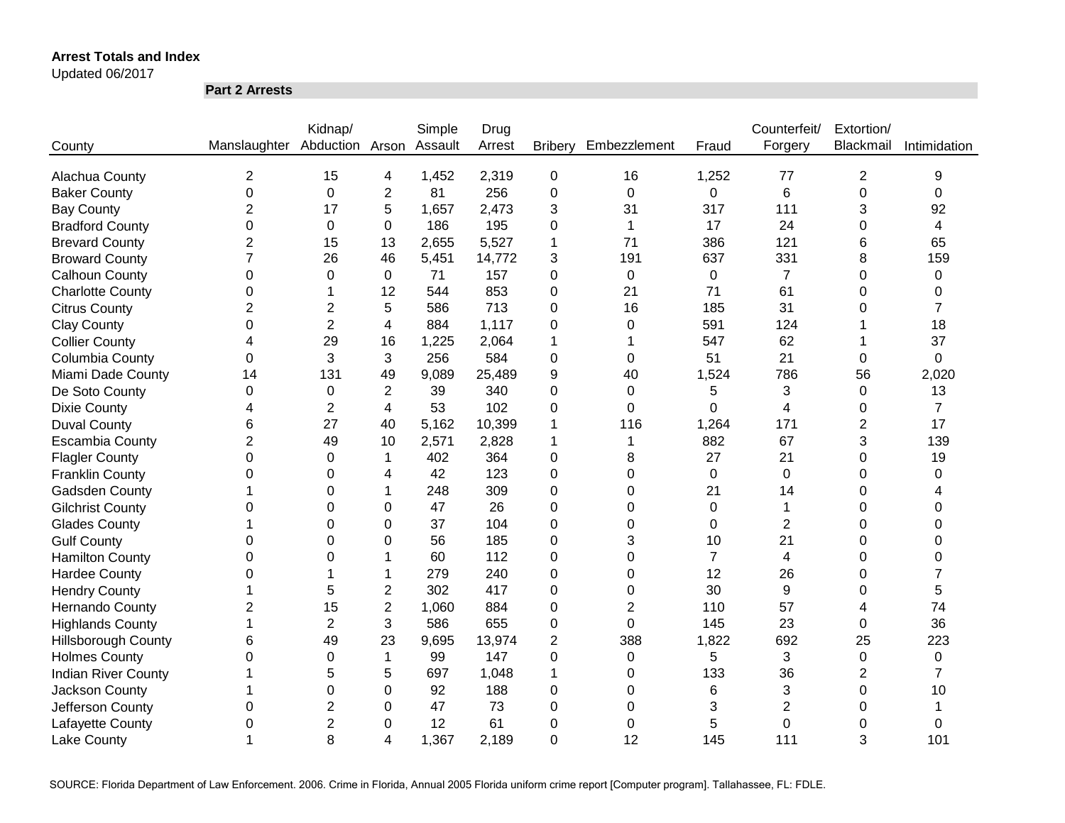**Arrest Totals and Index**
Updated 06/2017

**Part 2 Arrests**

| County | Manslaughter | Kidnap/ Abduction | Arson | Simple Assault | Drug Arrest | Bribery | Embezzlement | Fraud | Counterfeit/ Forgery | Extortion/ Blackmail | Intimidation |
|---|---|---|---|---|---|---|---|---|---|---|---|
| Alachua County | 2 | 15 | 4 | 1,452 | 2,319 | 0 | 16 | 1,252 | 77 | 2 | 9 |
| Baker County | 0 | 0 | 2 | 81 | 256 | 0 | 0 | 0 | 6 | 0 | 0 |
| Bay County | 2 | 17 | 5 | 1,657 | 2,473 | 3 | 31 | 317 | 111 | 3 | 92 |
| Bradford County | 0 | 0 | 0 | 186 | 195 | 0 | 1 | 17 | 24 | 0 | 4 |
| Brevard County | 2 | 15 | 13 | 2,655 | 5,527 | 1 | 71 | 386 | 121 | 6 | 65 |
| Broward County | 7 | 26 | 46 | 5,451 | 14,772 | 3 | 191 | 637 | 331 | 8 | 159 |
| Calhoun County | 0 | 0 | 0 | 71 | 157 | 0 | 0 | 0 | 7 | 0 | 0 |
| Charlotte County | 0 | 1 | 12 | 544 | 853 | 0 | 21 | 71 | 61 | 0 | 0 |
| Citrus County | 2 | 2 | 5 | 586 | 713 | 0 | 16 | 185 | 31 | 0 | 7 |
| Clay County | 0 | 2 | 4 | 884 | 1,117 | 0 | 0 | 591 | 124 | 1 | 18 |
| Collier County | 4 | 29 | 16 | 1,225 | 2,064 | 1 | 1 | 547 | 62 | 1 | 37 |
| Columbia County | 0 | 3 | 3 | 256 | 584 | 0 | 0 | 51 | 21 | 0 | 0 |
| Miami Dade County | 14 | 131 | 49 | 9,089 | 25,489 | 9 | 40 | 1,524 | 786 | 56 | 2,020 |
| De Soto County | 0 | 0 | 2 | 39 | 340 | 0 | 0 | 5 | 3 | 0 | 13 |
| Dixie County | 4 | 2 | 4 | 53 | 102 | 0 | 0 | 0 | 4 | 0 | 7 |
| Duval County | 6 | 27 | 40 | 5,162 | 10,399 | 1 | 116 | 1,264 | 171 | 2 | 17 |
| Escambia County | 2 | 49 | 10 | 2,571 | 2,828 | 1 | 1 | 882 | 67 | 3 | 139 |
| Flagler County | 0 | 0 | 1 | 402 | 364 | 0 | 8 | 27 | 21 | 0 | 19 |
| Franklin County | 0 | 0 | 4 | 42 | 123 | 0 | 0 | 0 | 0 | 0 | 0 |
| Gadsden County | 1 | 0 | 1 | 248 | 309 | 0 | 0 | 21 | 14 | 0 | 4 |
| Gilchrist County | 0 | 0 | 0 | 47 | 26 | 0 | 0 | 0 | 1 | 0 | 0 |
| Glades County | 1 | 0 | 0 | 37 | 104 | 0 | 0 | 0 | 2 | 0 | 0 |
| Gulf County | 0 | 0 | 0 | 56 | 185 | 0 | 3 | 10 | 21 | 0 | 0 |
| Hamilton County | 0 | 0 | 1 | 60 | 112 | 0 | 0 | 7 | 4 | 0 | 0 |
| Hardee County | 0 | 1 | 1 | 279 | 240 | 0 | 0 | 12 | 26 | 0 | 7 |
| Hendry County | 1 | 5 | 2 | 302 | 417 | 0 | 0 | 30 | 9 | 0 | 5 |
| Hernando County | 2 | 15 | 2 | 1,060 | 884 | 0 | 2 | 110 | 57 | 4 | 74 |
| Highlands County | 1 | 2 | 3 | 586 | 655 | 0 | 0 | 145 | 23 | 0 | 36 |
| Hillsborough County | 6 | 49 | 23 | 9,695 | 13,974 | 2 | 388 | 1,822 | 692 | 25 | 223 |
| Holmes County | 0 | 0 | 1 | 99 | 147 | 0 | 0 | 5 | 3 | 0 | 0 |
| Indian River County | 1 | 5 | 5 | 697 | 1,048 | 1 | 0 | 133 | 36 | 2 | 7 |
| Jackson County | 1 | 0 | 0 | 92 | 188 | 0 | 0 | 6 | 3 | 0 | 10 |
| Jefferson County | 0 | 2 | 0 | 47 | 73 | 0 | 0 | 3 | 2 | 0 | 1 |
| Lafayette County | 0 | 2 | 0 | 12 | 61 | 0 | 0 | 5 | 0 | 0 | 0 |
| Lake County | 1 | 8 | 4 | 1,367 | 2,189 | 0 | 12 | 145 | 111 | 3 | 101 |

SOURCE: Florida Department of Law Enforcement. 2006. Crime in Florida, Annual 2005 Florida uniform crime report [Computer program]. Tallahassee, FL: FDLE.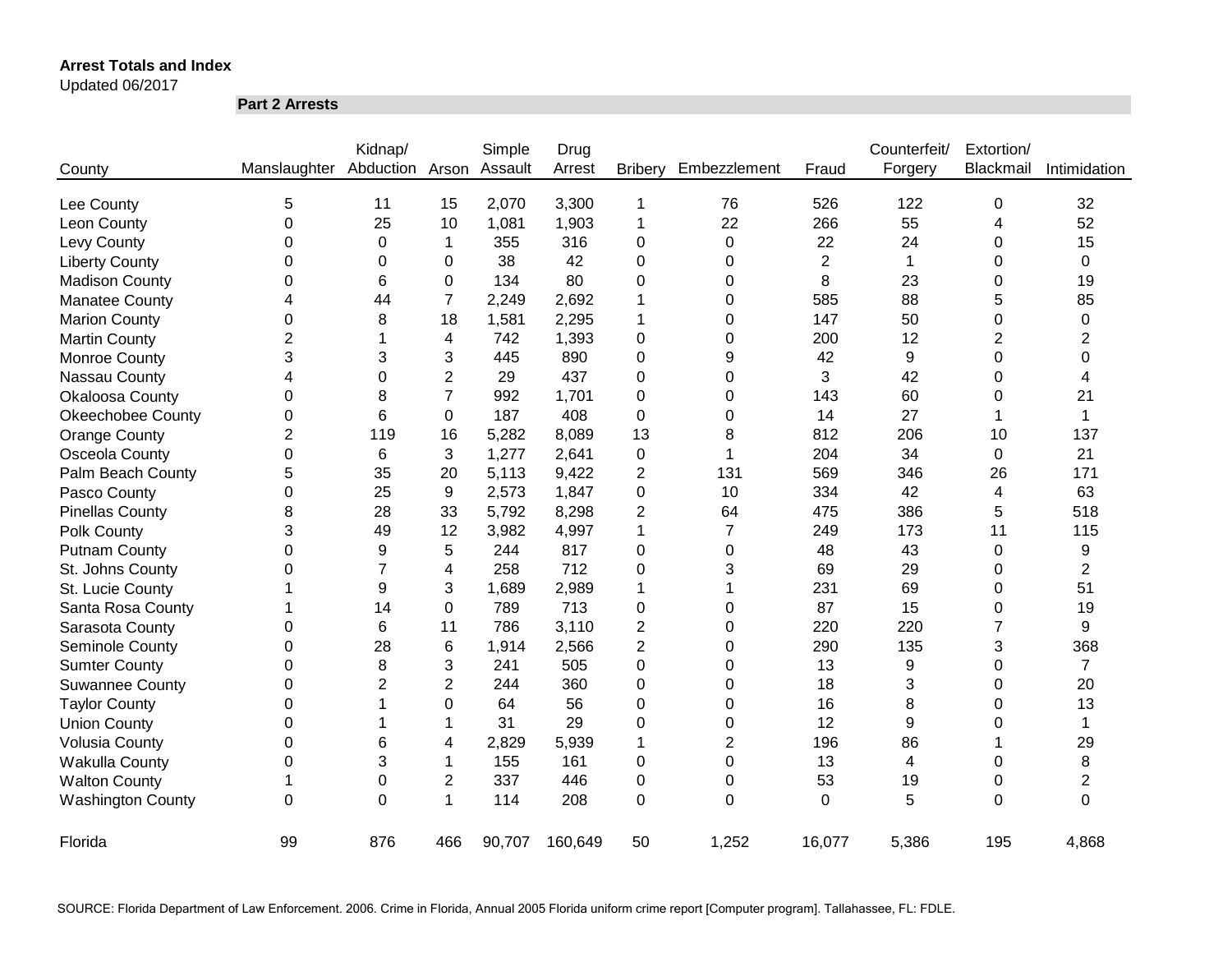**Arrest Totals and Index**

Updated 06/2017

**Part 2 Arrests**

| County | Manslaughter | Kidnap/ Abduction | Arson | Simple Assault | Drug Arrest | Bribery | Embezzlement | Fraud | Counterfeit/ Forgery | Extortion/ Blackmail | Intimidation |
|---|---|---|---|---|---|---|---|---|---|---|---|
| Lee County | 5 | 11 | 15 | 2,070 | 3,300 | 1 | 76 | 526 | 122 | 0 | 32 |
| Leon County | 0 | 25 | 10 | 1,081 | 1,903 | 1 | 22 | 266 | 55 | 4 | 52 |
| Levy County | 0 | 0 | 1 | 355 | 316 | 0 | 0 | 22 | 24 | 0 | 15 |
| Liberty County | 0 | 0 | 0 | 38 | 42 | 0 | 0 | 2 | 1 | 0 | 0 |
| Madison County | 0 | 6 | 0 | 134 | 80 | 0 | 0 | 8 | 23 | 0 | 19 |
| Manatee County | 4 | 44 | 7 | 2,249 | 2,692 | 1 | 0 | 585 | 88 | 5 | 85 |
| Marion County | 0 | 8 | 18 | 1,581 | 2,295 | 1 | 0 | 147 | 50 | 0 | 0 |
| Martin County | 2 | 1 | 4 | 742 | 1,393 | 0 | 0 | 200 | 12 | 2 | 2 |
| Monroe County | 3 | 3 | 3 | 445 | 890 | 0 | 9 | 42 | 9 | 0 | 0 |
| Nassau County | 4 | 0 | 2 | 29 | 437 | 0 | 0 | 3 | 42 | 0 | 4 |
| Okaloosa County | 0 | 8 | 7 | 992 | 1,701 | 0 | 0 | 143 | 60 | 0 | 21 |
| Okeechobee County | 0 | 6 | 0 | 187 | 408 | 0 | 0 | 14 | 27 | 1 | 1 |
| Orange County | 2 | 119 | 16 | 5,282 | 8,089 | 13 | 8 | 812 | 206 | 10 | 137 |
| Osceola County | 0 | 6 | 3 | 1,277 | 2,641 | 0 | 1 | 204 | 34 | 0 | 21 |
| Palm Beach County | 5 | 35 | 20 | 5,113 | 9,422 | 2 | 131 | 569 | 346 | 26 | 171 |
| Pasco County | 0 | 25 | 9 | 2,573 | 1,847 | 0 | 10 | 334 | 42 | 4 | 63 |
| Pinellas County | 8 | 28 | 33 | 5,792 | 8,298 | 2 | 64 | 475 | 386 | 5 | 518 |
| Polk County | 3 | 49 | 12 | 3,982 | 4,997 | 1 | 7 | 249 | 173 | 11 | 115 |
| Putnam County | 0 | 9 | 5 | 244 | 817 | 0 | 0 | 48 | 43 | 0 | 9 |
| St. Johns County | 0 | 7 | 4 | 258 | 712 | 0 | 3 | 69 | 29 | 0 | 2 |
| St. Lucie County | 1 | 9 | 3 | 1,689 | 2,989 | 1 | 1 | 231 | 69 | 0 | 51 |
| Santa Rosa County | 1 | 14 | 0 | 789 | 713 | 0 | 0 | 87 | 15 | 0 | 19 |
| Sarasota County | 0 | 6 | 11 | 786 | 3,110 | 2 | 0 | 220 | 220 | 7 | 9 |
| Seminole County | 0 | 28 | 6 | 1,914 | 2,566 | 2 | 0 | 290 | 135 | 3 | 368 |
| Sumter County | 0 | 8 | 3 | 241 | 505 | 0 | 0 | 13 | 9 | 0 | 7 |
| Suwannee County | 0 | 2 | 2 | 244 | 360 | 0 | 0 | 18 | 3 | 0 | 20 |
| Taylor County | 0 | 1 | 0 | 64 | 56 | 0 | 0 | 16 | 8 | 0 | 13 |
| Union County | 0 | 1 | 1 | 31 | 29 | 0 | 0 | 12 | 9 | 0 | 1 |
| Volusia County | 0 | 6 | 4 | 2,829 | 5,939 | 1 | 2 | 196 | 86 | 1 | 29 |
| Wakulla County | 0 | 3 | 1 | 155 | 161 | 0 | 0 | 13 | 4 | 0 | 8 |
| Walton County | 1 | 0 | 2 | 337 | 446 | 0 | 0 | 53 | 19 | 0 | 2 |
| Washington County | 0 | 0 | 1 | 114 | 208 | 0 | 0 | 0 | 5 | 0 | 0 |
| Florida | 99 | 876 | 466 | 90,707 | 160,649 | 50 | 1,252 | 16,077 | 5,386 | 195 | 4,868 |

SOURCE: Florida Department of Law Enforcement. 2006. Crime in Florida, Annual 2005 Florida uniform crime report [Computer program]. Tallahassee, FL: FDLE.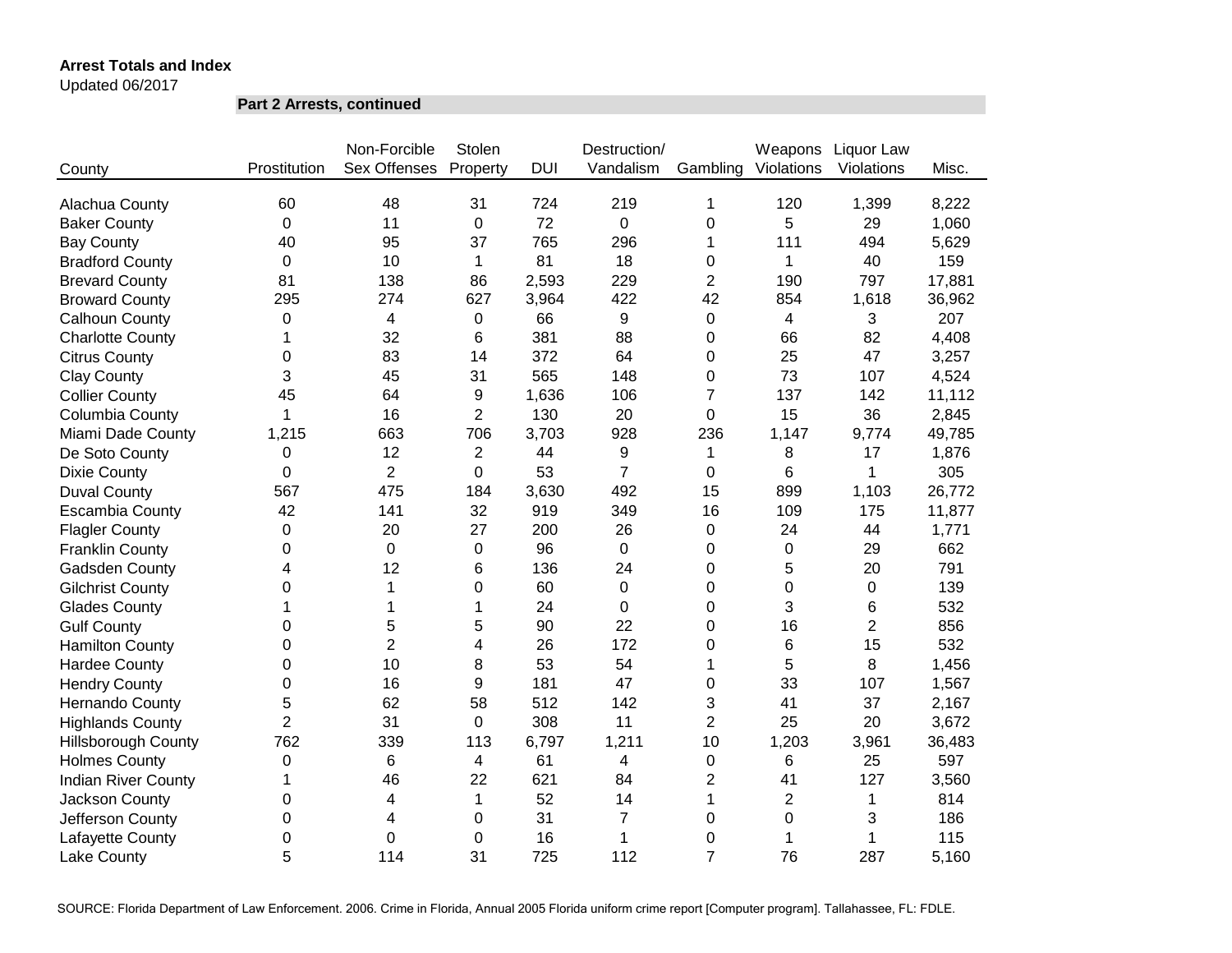**Arrest Totals and Index**

Updated 06/2017

**Part 2 Arrests, continued**

| County | Prostitution | Non-Forcible Sex Offenses | Stolen Property | DUI | Destruction/ Vandalism | Gambling | Weapons Violations | Liquor Law Violations | Misc. |
|---|---|---|---|---|---|---|---|---|---|
| Alachua County | 60 | 48 | 31 | 724 | 219 | 1 | 120 | 1,399 | 8,222 |
| Baker County | 0 | 11 | 0 | 72 | 0 | 0 | 5 | 29 | 1,060 |
| Bay County | 40 | 95 | 37 | 765 | 296 | 1 | 111 | 494 | 5,629 |
| Bradford County | 0 | 10 | 1 | 81 | 18 | 0 | 1 | 40 | 159 |
| Brevard County | 81 | 138 | 86 | 2,593 | 229 | 2 | 190 | 797 | 17,881 |
| Broward County | 295 | 274 | 627 | 3,964 | 422 | 42 | 854 | 1,618 | 36,962 |
| Calhoun County | 0 | 4 | 0 | 66 | 9 | 0 | 4 | 3 | 207 |
| Charlotte County | 1 | 32 | 6 | 381 | 88 | 0 | 66 | 82 | 4,408 |
| Citrus County | 0 | 83 | 14 | 372 | 64 | 0 | 25 | 47 | 3,257 |
| Clay County | 3 | 45 | 31 | 565 | 148 | 0 | 73 | 107 | 4,524 |
| Collier County | 45 | 64 | 9 | 1,636 | 106 | 7 | 137 | 142 | 11,112 |
| Columbia County | 1 | 16 | 2 | 130 | 20 | 0 | 15 | 36 | 2,845 |
| Miami Dade County | 1,215 | 663 | 706 | 3,703 | 928 | 236 | 1,147 | 9,774 | 49,785 |
| De Soto County | 0 | 12 | 2 | 44 | 9 | 1 | 8 | 17 | 1,876 |
| Dixie County | 0 | 2 | 0 | 53 | 7 | 0 | 6 | 1 | 305 |
| Duval County | 567 | 475 | 184 | 3,630 | 492 | 15 | 899 | 1,103 | 26,772 |
| Escambia County | 42 | 141 | 32 | 919 | 349 | 16 | 109 | 175 | 11,877 |
| Flagler County | 0 | 20 | 27 | 200 | 26 | 0 | 24 | 44 | 1,771 |
| Franklin County | 0 | 0 | 0 | 96 | 0 | 0 | 0 | 29 | 662 |
| Gadsden County | 4 | 12 | 6 | 136 | 24 | 0 | 5 | 20 | 791 |
| Gilchrist County | 0 | 1 | 0 | 60 | 0 | 0 | 0 | 0 | 139 |
| Glades County | 1 | 1 | 1 | 24 | 0 | 0 | 3 | 6 | 532 |
| Gulf County | 0 | 5 | 5 | 90 | 22 | 0 | 16 | 2 | 856 |
| Hamilton County | 0 | 2 | 4 | 26 | 172 | 0 | 6 | 15 | 532 |
| Hardee County | 0 | 10 | 8 | 53 | 54 | 1 | 5 | 8 | 1,456 |
| Hendry County | 0 | 16 | 9 | 181 | 47 | 0 | 33 | 107 | 1,567 |
| Hernando County | 5 | 62 | 58 | 512 | 142 | 3 | 41 | 37 | 2,167 |
| Highlands County | 2 | 31 | 0 | 308 | 11 | 2 | 25 | 20 | 3,672 |
| Hillsborough County | 762 | 339 | 113 | 6,797 | 1,211 | 10 | 1,203 | 3,961 | 36,483 |
| Holmes County | 0 | 6 | 4 | 61 | 4 | 0 | 6 | 25 | 597 |
| Indian River County | 1 | 46 | 22 | 621 | 84 | 2 | 41 | 127 | 3,560 |
| Jackson County | 0 | 4 | 1 | 52 | 14 | 1 | 2 | 1 | 814 |
| Jefferson County | 0 | 4 | 0 | 31 | 7 | 0 | 0 | 3 | 186 |
| Lafayette County | 0 | 0 | 0 | 16 | 1 | 0 | 1 | 1 | 115 |
| Lake County | 5 | 114 | 31 | 725 | 112 | 7 | 76 | 287 | 5,160 |

SOURCE: Florida Department of Law Enforcement. 2006. Crime in Florida, Annual 2005 Florida uniform crime report [Computer program]. Tallahassee, FL: FDLE.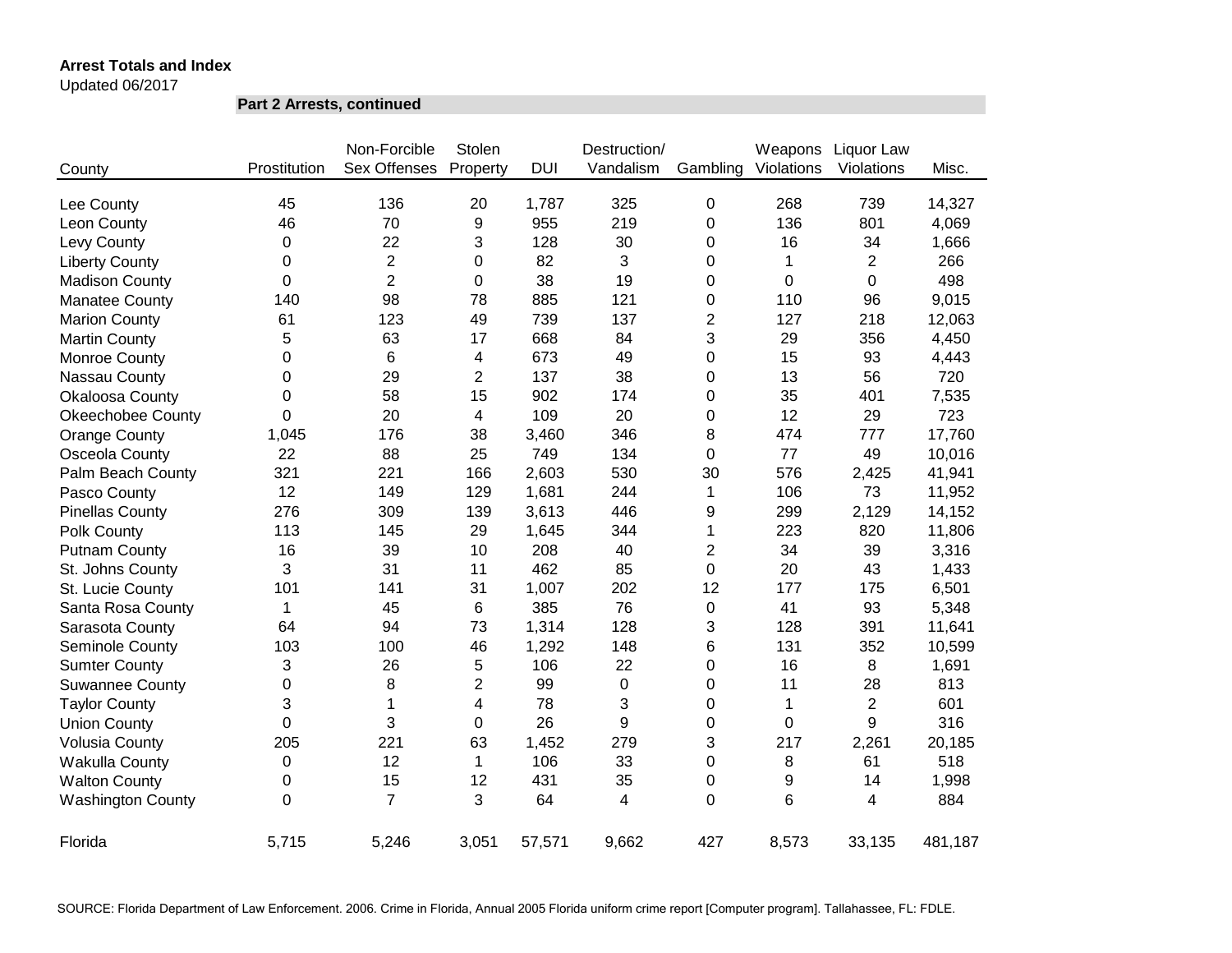**Arrest Totals and Index**

Updated 06/2017

**Part 2 Arrests, continued**

| County | Prostitution | Non-Forcible Sex Offenses | Stolen Property | DUI | Destruction/ Vandalism | Gambling | Weapons Violations | Liquor Law Violations | Misc. |
|---|---|---|---|---|---|---|---|---|---|
| Lee County | 45 | 136 | 20 | 1,787 | 325 | 0 | 268 | 739 | 14,327 |
| Leon County | 46 | 70 | 9 | 955 | 219 | 0 | 136 | 801 | 4,069 |
| Levy County | 0 | 22 | 3 | 128 | 30 | 0 | 16 | 34 | 1,666 |
| Liberty County | 0 | 2 | 0 | 82 | 3 | 0 | 1 | 2 | 266 |
| Madison County | 0 | 2 | 0 | 38 | 19 | 0 | 0 | 0 | 498 |
| Manatee County | 140 | 98 | 78 | 885 | 121 | 0 | 110 | 96 | 9,015 |
| Marion County | 61 | 123 | 49 | 739 | 137 | 2 | 127 | 218 | 12,063 |
| Martin County | 5 | 63 | 17 | 668 | 84 | 3 | 29 | 356 | 4,450 |
| Monroe County | 0 | 6 | 4 | 673 | 49 | 0 | 15 | 93 | 4,443 |
| Nassau County | 0 | 29 | 2 | 137 | 38 | 0 | 13 | 56 | 720 |
| Okaloosa County | 0 | 58 | 15 | 902 | 174 | 0 | 35 | 401 | 7,535 |
| Okeechobee County | 0 | 20 | 4 | 109 | 20 | 0 | 12 | 29 | 723 |
| Orange County | 1,045 | 176 | 38 | 3,460 | 346 | 8 | 474 | 777 | 17,760 |
| Osceola County | 22 | 88 | 25 | 749 | 134 | 0 | 77 | 49 | 10,016 |
| Palm Beach County | 321 | 221 | 166 | 2,603 | 530 | 30 | 576 | 2,425 | 41,941 |
| Pasco County | 12 | 149 | 129 | 1,681 | 244 | 1 | 106 | 73 | 11,952 |
| Pinellas County | 276 | 309 | 139 | 3,613 | 446 | 9 | 299 | 2,129 | 14,152 |
| Polk County | 113 | 145 | 29 | 1,645 | 344 | 1 | 223 | 820 | 11,806 |
| Putnam County | 16 | 39 | 10 | 208 | 40 | 2 | 34 | 39 | 3,316 |
| St. Johns County | 3 | 31 | 11 | 462 | 85 | 0 | 20 | 43 | 1,433 |
| St. Lucie County | 101 | 141 | 31 | 1,007 | 202 | 12 | 177 | 175 | 6,501 |
| Santa Rosa County | 1 | 45 | 6 | 385 | 76 | 0 | 41 | 93 | 5,348 |
| Sarasota County | 64 | 94 | 73 | 1,314 | 128 | 3 | 128 | 391 | 11,641 |
| Seminole County | 103 | 100 | 46 | 1,292 | 148 | 6 | 131 | 352 | 10,599 |
| Sumter County | 3 | 26 | 5 | 106 | 22 | 0 | 16 | 8 | 1,691 |
| Suwannee County | 0 | 8 | 2 | 99 | 0 | 0 | 11 | 28 | 813 |
| Taylor County | 3 | 1 | 4 | 78 | 3 | 0 | 1 | 2 | 601 |
| Union County | 0 | 3 | 0 | 26 | 9 | 0 | 0 | 9 | 316 |
| Volusia County | 205 | 221 | 63 | 1,452 | 279 | 3 | 217 | 2,261 | 20,185 |
| Wakulla County | 0 | 12 | 1 | 106 | 33 | 0 | 8 | 61 | 518 |
| Walton County | 0 | 15 | 12 | 431 | 35 | 0 | 9 | 14 | 1,998 |
| Washington County | 0 | 7 | 3 | 64 | 4 | 0 | 6 | 4 | 884 |
| Florida | 5,715 | 5,246 | 3,051 | 57,571 | 9,662 | 427 | 8,573 | 33,135 | 481,187 |

SOURCE: Florida Department of Law Enforcement. 2006. Crime in Florida, Annual 2005 Florida uniform crime report [Computer program]. Tallahassee, FL: FDLE.